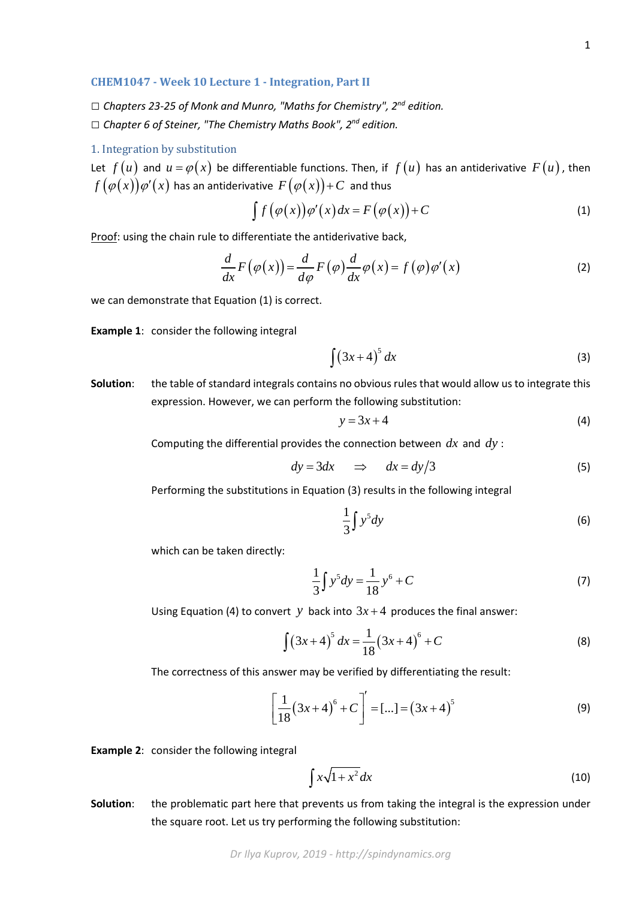## CHEM1047 - Week 10 Lecture 1 - Integration, Part II

☐ *Chapters 23-25 of Monk and Munro, "Maths for Chemistry", 2nd edition.*
☐ *Chapter 6 of Steiner, "The Chemistry Maths Book", 2nd edition.*

### 1. Integration by substitution

Let $f(u)$ and $u = \varphi(x)$ be differentiable functions. Then, if $f(u)$ has an antiderivative $F(u)$, then $f(\varphi(x))\varphi'(x)$ has an antiderivative $F(\varphi(x)) + C$ and thus

$$\int f(\varphi(x))\varphi'(x)\,dx = F(\varphi(x)) + C \tag{1}$$

Proof: using the chain rule to differentiate the antiderivative back,

$$\frac{d}{dx}F(\varphi(x)) = \frac{d}{d\varphi}F(\varphi)\frac{d}{dx}\varphi(x) = f(\varphi)\varphi'(x) \tag{2}$$

we can demonstrate that Equation (1) is correct.

**Example 1**: consider the following integral

$$\int (3x+4)^5\,dx \tag{3}$$

**Solution**: the table of standard integrals contains no obvious rules that would allow us to integrate this expression. However, we can perform the following substitution:

$$y = 3x + 4 \tag{4}$$

Computing the differential provides the connection between $dx$ and $dy$:

$$dy = 3dx \quad \Rightarrow \quad dx = dy/3 \tag{5}$$

Performing the substitutions in Equation (3) results in the following integral

$$\frac{1}{3}\int y^5 dy \tag{6}$$

which can be taken directly:

$$\frac{1}{3}\int y^5 dy = \frac{1}{18}y^6 + C \tag{7}$$

Using Equation (4) to convert $y$ back into $3x+4$ produces the final answer:

$$\int (3x+4)^5\,dx = \frac{1}{18}(3x+4)^6 + C \tag{8}$$

The correctness of this answer may be verified by differentiating the result:

$$\left[\frac{1}{18}(3x+4)^6 + C\right]' = [\ldots] = (3x+4)^5 \tag{9}$$

**Example 2**: consider the following integral

$$\int x\sqrt{1+x^2}\,dx \tag{10}$$

**Solution**: the problematic part here that prevents us from taking the integral is the expression under the square root. Let us try performing the following substitution: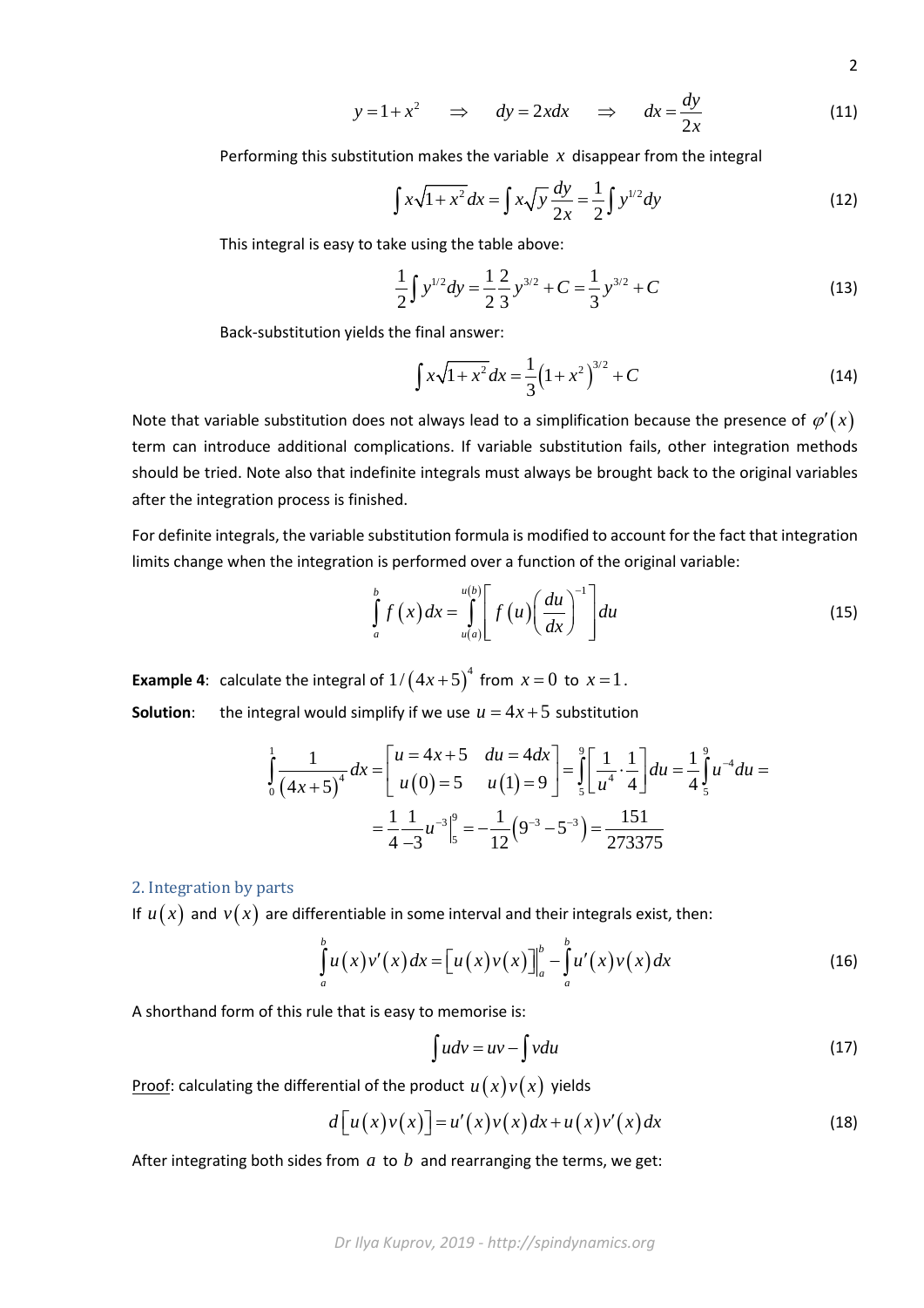$$y = 1 + x^2 \quad \Rightarrow \quad dy = 2x dx \quad \Rightarrow \quad dx = \frac{dy}{2x} \tag{11}$$

Performing this substitution makes the variable $x$ disappear from the integral

$$\int x\sqrt{1+x^2}\,dx = \int x\sqrt{y}\,\frac{dy}{2x} = \frac{1}{2}\int y^{1/2} dy \tag{12}$$

This integral is easy to take using the table above:

$$\frac{1}{2}\int y^{1/2} dy = \frac{1}{2}\frac{2}{3} y^{3/2} + C = \frac{1}{3} y^{3/2} + C \tag{13}$$

Back-substitution yields the final answer:

$$\int x\sqrt{1+x^2}\,dx = \frac{1}{3}\left(1+x^2\right)^{3/2} + C \tag{14}$$

Note that variable substitution does not always lead to a simplification because the presence of $\varphi'(x)$ term can introduce additional complications. If variable substitution fails, other integration methods should be tried. Note also that indefinite integrals must always be brought back to the original variables after the integration process is finished.

For definite integrals, the variable substitution formula is modified to account for the fact that integration limits change when the integration is performed over a function of the original variable:

$$\int_a^b f(x)\,dx = \int_{u(a)}^{u(b)} \left[ f(u) \left( \frac{du}{dx} \right)^{-1} \right] du \tag{15}$$

**Example 4**: calculate the integral of $1/(4x+5)^4$ from $x = 0$ to $x = 1$.

**Solution**: the integral would simplify if we use $u = 4x + 5$ substitution

$$\int_0^1 \frac{1}{(4x+5)^4} dx = \begin{bmatrix} u = 4x+5 & du = 4dx \\ u(0) = 5 & u(1) = 9 \end{bmatrix} = \int_5^9 \left[ \frac{1}{u^4} \cdot \frac{1}{4} \right] du = \frac{1}{4}\int_5^9 u^{-4} du =$$

$$= \frac{1}{4}\frac{1}{-3} u^{-3}\Big|_5^9 = -\frac{1}{12}\left(9^{-3} - 5^{-3}\right) = \frac{151}{273375}$$

## 2. Integration by parts

If $u(x)$ and $v(x)$ are differentiable in some interval and their integrals exist, then:

$$\int_a^b u(x) v'(x)\,dx = \left[ u(x) v(x) \right]\Big|_a^b - \int_a^b u'(x) v(x)\,dx \tag{16}$$

A shorthand form of this rule that is easy to memorise is:

$$\int u\,dv = uv - \int v\,du \tag{17}$$

Proof: calculating the differential of the product $u(x)v(x)$ yields

$$d\left[ u(x) v(x) \right] = u'(x) v(x)\,dx + u(x) v'(x)\,dx \tag{18}$$

After integrating both sides from $a$ to $b$ and rearranging the terms, we get: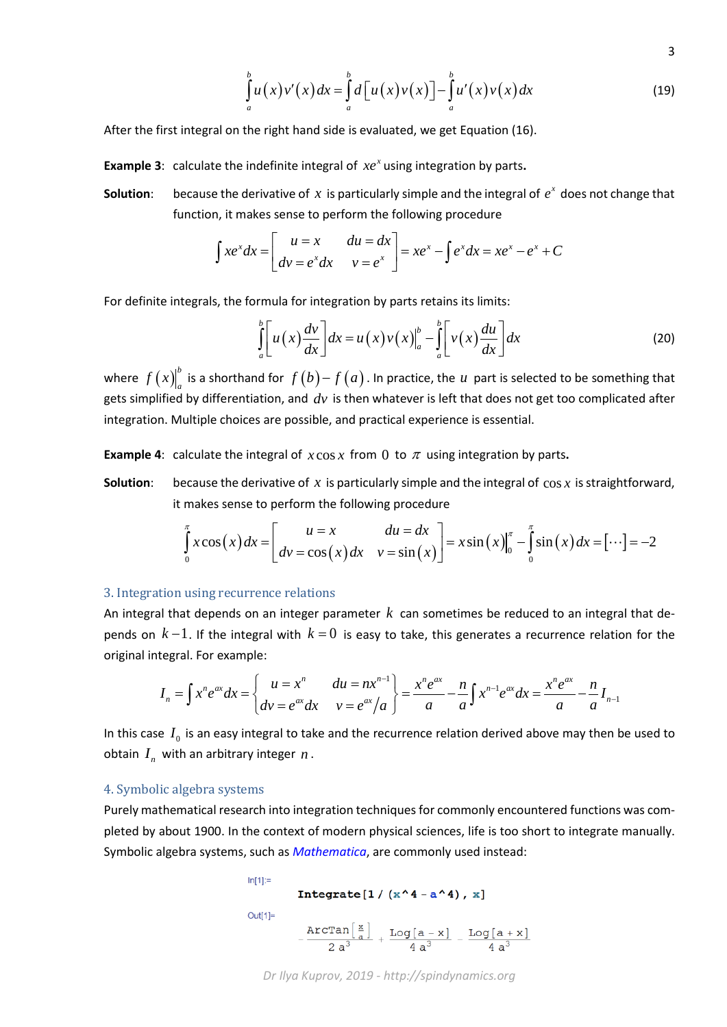$$\int_a^b u(x)v'(x)\,dx = \int_a^b d\left[u(x)v(x)\right] - \int_a^b u'(x)v(x)\,dx \tag{19}$$

After the first integral on the right hand side is evaluated, we get Equation (16).

**Example 3**: calculate the indefinite integral of $xe^x$ using integration by parts**.**

**Solution**: because the derivative of $x$ is particularly simple and the integral of $e^x$ does not change that function, it makes sense to perform the following procedure

$$\int xe^x dx = \begin{bmatrix} u = x & du = dx \\ dv = e^x dx & v = e^x \end{bmatrix} = xe^x - \int e^x dx = xe^x - e^x + C$$

For definite integrals, the formula for integration by parts retains its limits:

$$\int_a^b \left[u(x)\frac{dv}{dx}\right] dx = u(x)v(x)\Big|_a^b - \int_a^b \left[v(x)\frac{du}{dx}\right] dx \tag{20}$$

where $f(x)\big|_a^b$ is a shorthand for $f(b) - f(a)$. In practice, the $u$ part is selected to be something that gets simplified by differentiation, and $dv$ is then whatever is left that does not get too complicated after integration. Multiple choices are possible, and practical experience is essential.

**Example 4**: calculate the integral of $x\cos x$ from $0$ to $\pi$ using integration by parts**.**

**Solution**: because the derivative of $x$ is particularly simple and the integral of $\cos x$ is straightforward, it makes sense to perform the following procedure

$$\int_0^\pi x\cos(x)\,dx = \begin{bmatrix} u = x & du = dx \\ dv = \cos(x)\,dx & v = \sin(x) \end{bmatrix} = x\sin(x)\Big|_0^\pi - \int_0^\pi \sin(x)\,dx = [\cdots] = -2$$

## 3. Integration using recurrence relations

An integral that depends on an integer parameter $k$ can sometimes be reduced to an integral that depends on $k-1$. If the integral with $k=0$ is easy to take, this generates a recurrence relation for the original integral. For example:

$$I_n = \int x^n e^{ax} dx = \begin{Bmatrix} u = x^n & du = nx^{n-1} \\ dv = e^{ax} dx & v = e^{ax}/a \end{Bmatrix} = \frac{x^n e^{ax}}{a} - \frac{n}{a}\int x^{n-1} e^{ax} dx = \frac{x^n e^{ax}}{a} - \frac{n}{a} I_{n-1}$$

In this case $I_0$ is an easy integral to take and the recurrence relation derived above may then be used to obtain $I_n$ with an arbitrary integer $n$.

## 4. Symbolic algebra systems

Purely mathematical research into integration techniques for commonly encountered functions was completed by about 1900. In the context of modern physical sciences, life is too short to integrate manually. Symbolic algebra systems, such as *Mathematica*, are commonly used instead:

```
In[1]:=
        Integrate[1 / (x^4 - a^4), x]

Out[1]=
        -ArcTan[x/a]/(2 a^3) + Log[a - x]/(4 a^3) - Log[a + x]/(4 a^3)
```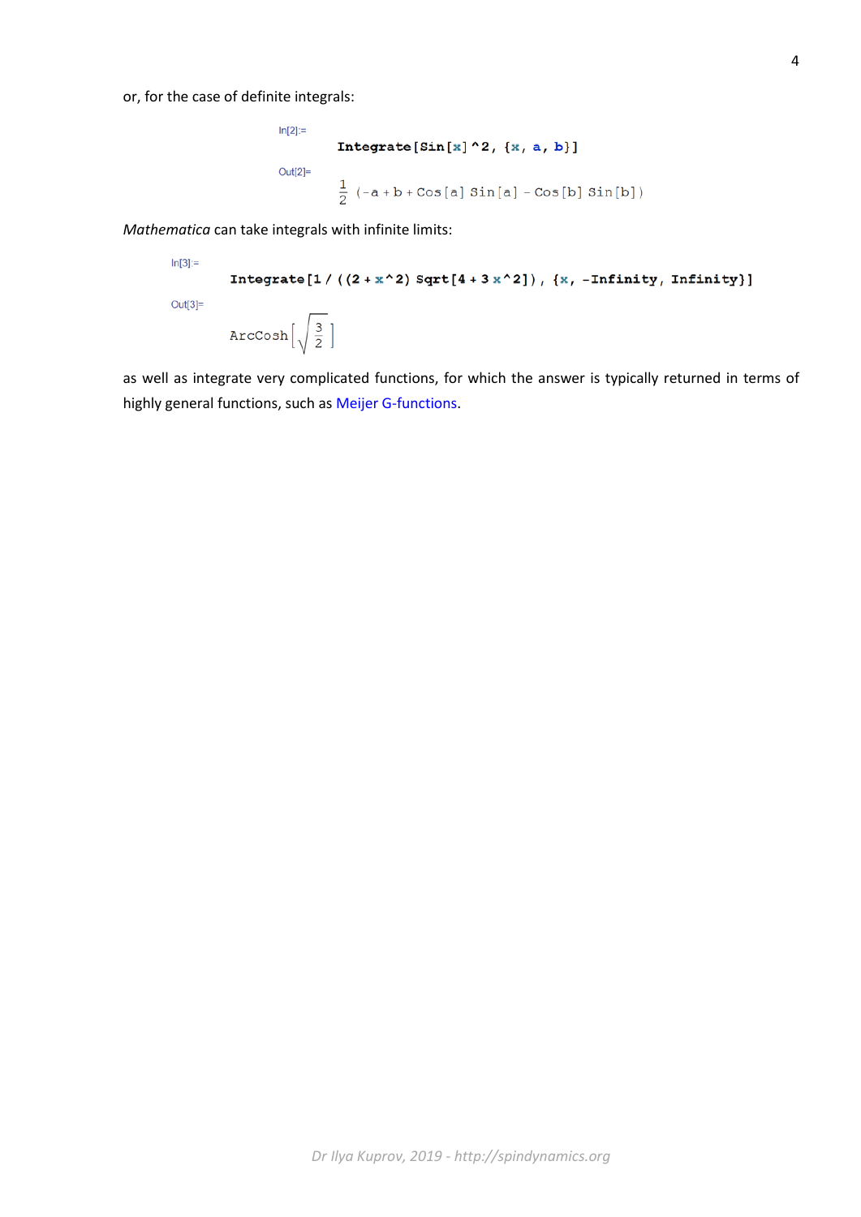or, for the case of definite integrals:

```
In[2]:=
        Integrate[Sin[x]^2, {x, a, b}]
Out[2]=
```

$$\frac{1}{2}\left(-a+b+\text{Cos}[a]\,\text{Sin}[a]-\text{Cos}[b]\,\text{Sin}[b]\right)$$

*Mathematica* can take integrals with infinite limits:

```
In[3]:=
        Integrate[1/((2+x^2) Sqrt[4+3x^2]), {x, -Infinity, Infinity}]
Out[3]=
```

$$\text{ArcCosh}\left[\sqrt{\frac{3}{2}}\right]$$

as well as integrate very complicated functions, for which the answer is typically returned in terms of highly general functions, such as Meijer G-functions.

*Dr Ilya Kuprov, 2019 - http://spindynamics.org*